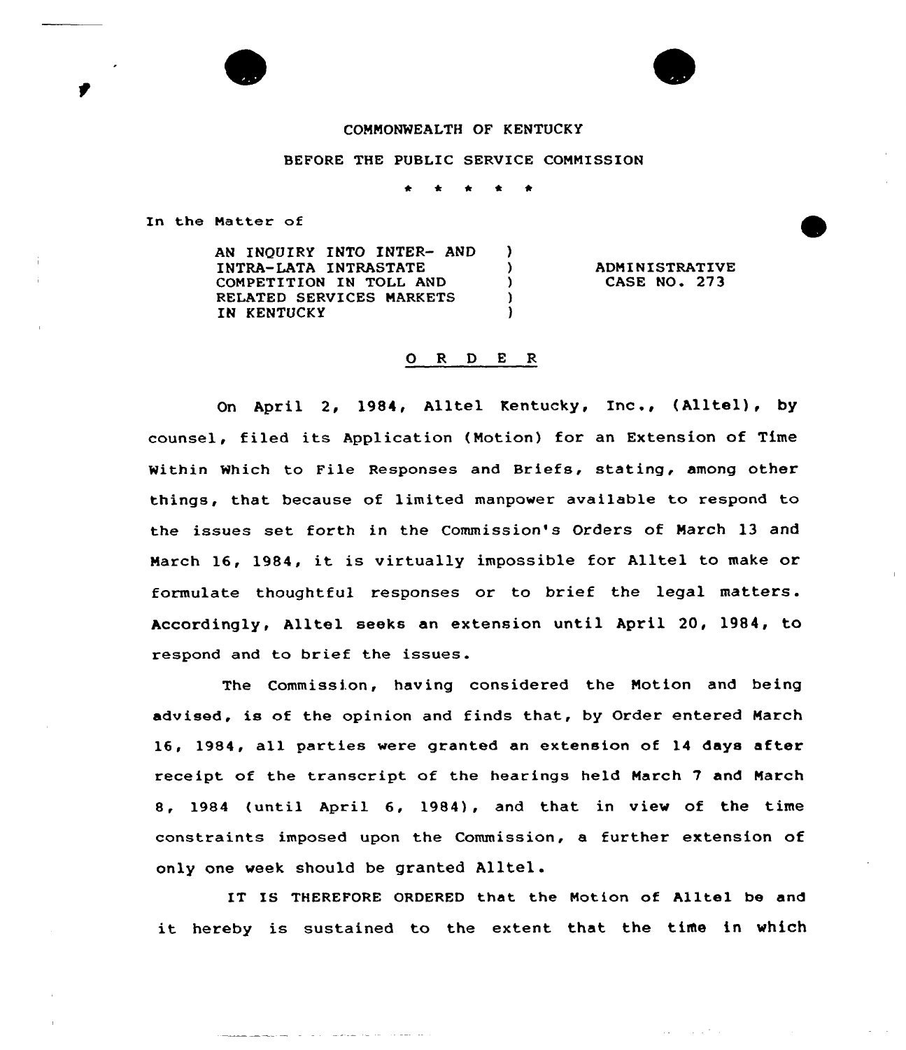COMMONWEALTH OF KENTUCKY

BEFORE THE PUBLIC SERVICE COMMISSION

\* \* \* \* \*

In the Matter of

| | | |
|---|---|---|
| AN INQUIRY INTO INTER- AND INTRA-LATA INTRASTATE COMPETITION IN TOLL AND RELATED SERVICES MARKETS IN KENTUCKY | ) | ADMINISTRATIVE CASE NO. 273 |

## O R D E R

On April 2, 1984, Alltel Kentucky, Inc., (Alltel), by counsel, filed its Application (Motion) for an Extension of Time Within Which to File Responses and Briefs, stating, among other things, that because of limited manpower available to respond to the issues set forth in the Commission's Orders of March 13 and March 16, 1984, it is virtually impossible for Alltel to make or formulate thoughtful responses or to brief the legal matters. Accordingly, Alltel seeks an extension until April 20, 1984, to respond and to brief the issues.

The Commission, having considered the Motion and being advised, is of the opinion and finds that, by Order entered March 16, 1984, all parties were granted an extension of 14 days after receipt of the transcript of the hearings held March 7 and March 8, 1984 (until April 6, 1984), and that in view of the time constraints imposed upon the Commission, a further extension of only one week should be granted Alltel.

IT IS THEREFORE ORDERED that the Motion of Alltel be and it hereby is sustained to the extent that the time in which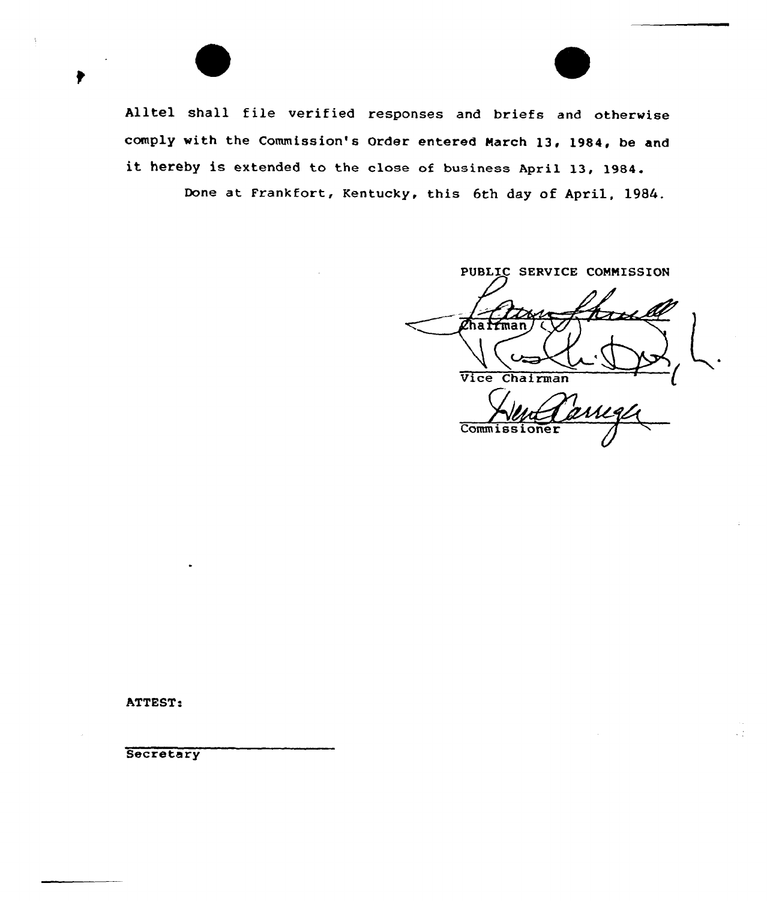Alltel shall file verified responses and briefs and otherwise comply with the Commission's Order entered March 13, 1984, be and it hereby is extended to the close of business April 13, 1984.

Done at Frankfort, Kentucky, this 6th day of April, 1984.

PUBLIC SERVICE COMMISSION

Chairman

Vice Chairman

Commissioner

ATTEST:

Secretary